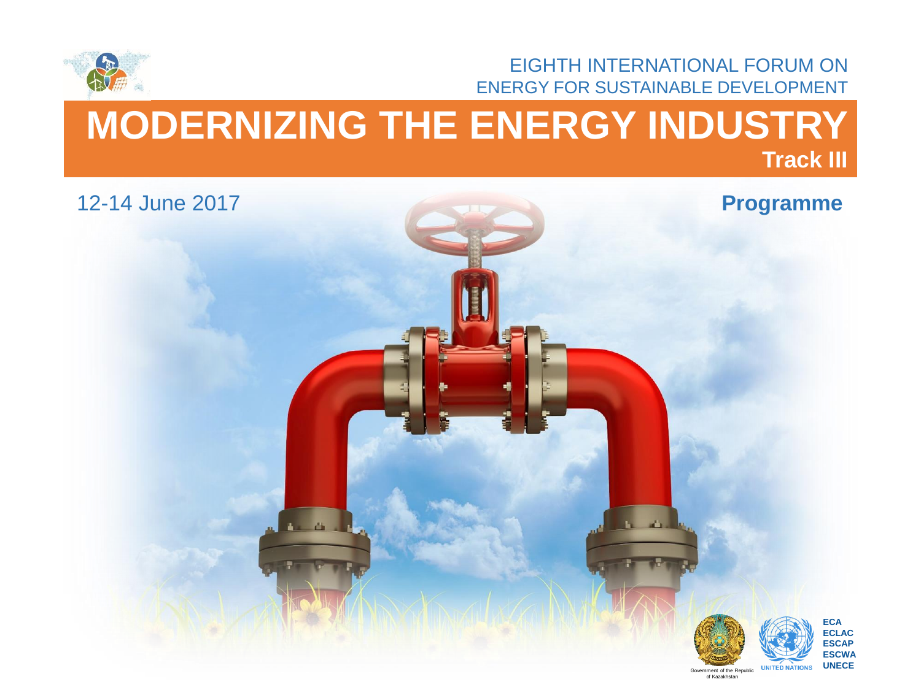EIGHTH INTERNATIONAL FORUM ON
ENERGY FOR SUSTAINABLE DEVELOPMENT

# MODERNIZING THE ENERGY INDUSTRY

**Track III**

12-14 June 2017

**Programme**

Government of the Republic of Kazakhstan

UNITED NATIONS

**ECA**
**ECLAC**
**ESCAP**
**ESCWA**
**UNECE**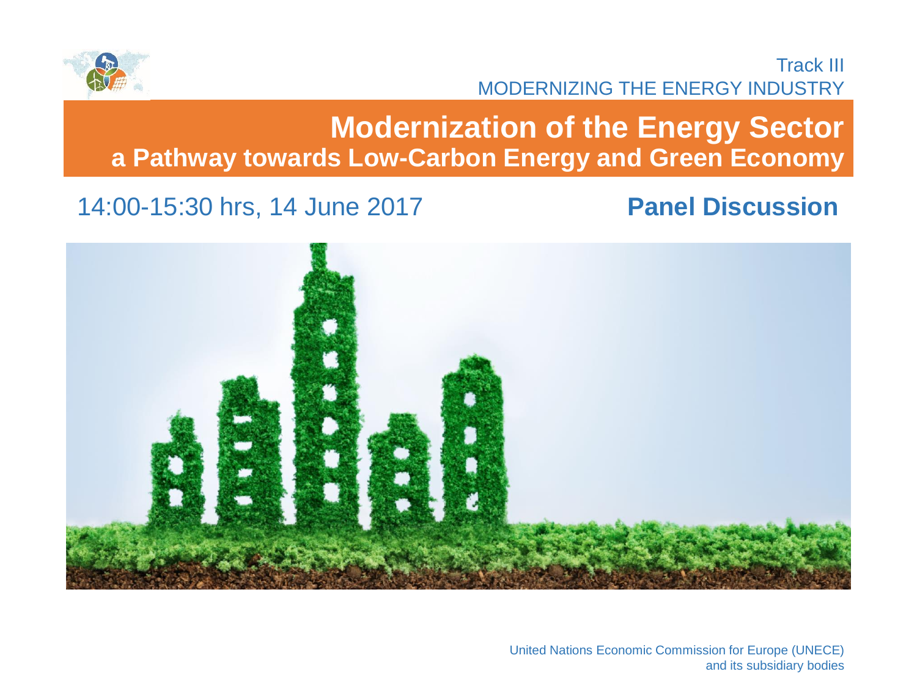Track III
MODERNIZING THE ENERGY INDUSTRY

# Modernization of the Energy Sector

## a Pathway towards Low-Carbon Energy and Green Economy

14:00-15:30 hrs, 14 June 2017

**Panel Discussion**

United Nations Economic Commission for Europe (UNECE)
and its subsidiary bodies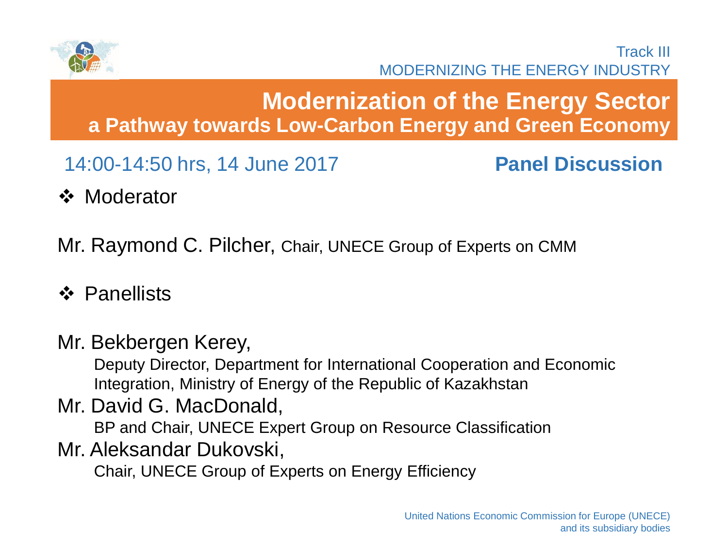Track III
MODERNIZING THE ENERGY INDUSTRY

# Modernization of the Energy Sector

## a Pathway towards Low-Carbon Energy and Green Economy

14:00-14:50 hrs, 14 June 2017 **Panel Discussion**

❖ Moderator

Mr. Raymond C. Pilcher, Chair, UNECE Group of Experts on CMM

❖ Panellists

Mr. Bekbergen Kerey,
Deputy Director, Department for International Cooperation and Economic Integration, Ministry of Energy of the Republic of Kazakhstan

Mr. David G. MacDonald,
BP and Chair, UNECE Expert Group on Resource Classification

Mr. Aleksandar Dukovski,
Chair, UNECE Group of Experts on Energy Efficiency

United Nations Economic Commission for Europe (UNECE)
and its subsidiary bodies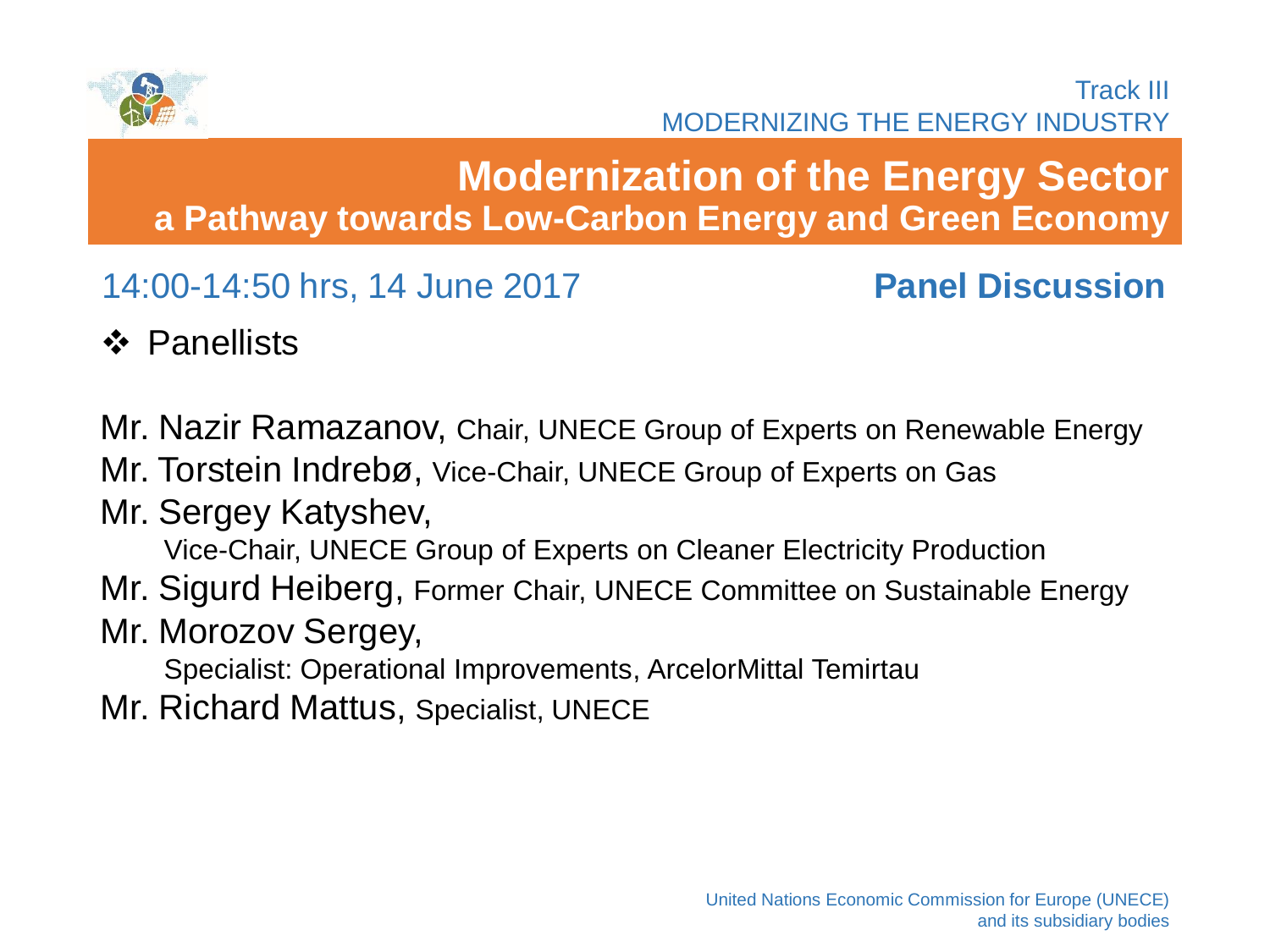Track III
MODERNIZING THE ENERGY INDUSTRY

# Modernization of the Energy Sector
## a Pathway towards Low-Carbon Energy and Green Economy

14:00-14:50 hrs, 14 June 2017 **Panel Discussion**

❖ Panellists

Mr. Nazir Ramazanov, Chair, UNECE Group of Experts on Renewable Energy

Mr. Torstein Indrebø, Vice-Chair, UNECE Group of Experts on Gas

Mr. Sergey Katyshev,
Vice-Chair, UNECE Group of Experts on Cleaner Electricity Production

Mr. Sigurd Heiberg, Former Chair, UNECE Committee on Sustainable Energy

Mr. Morozov Sergey,
Specialist: Operational Improvements, ArcelorMittal Temirtau

Mr. Richard Mattus, Specialist, UNECE

United Nations Economic Commission for Europe (UNECE)
and its subsidiary bodies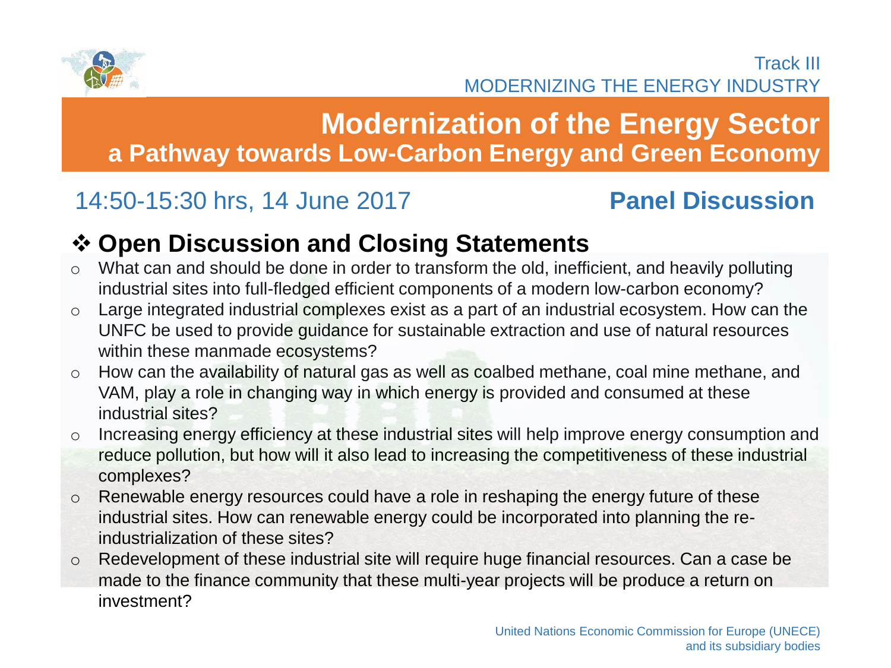Track III
MODERNIZING THE ENERGY INDUSTRY

# Modernization of the Energy Sector
## a Pathway towards Low-Carbon Energy and Green Economy

14:50-15:30 hrs, 14 June 2017 **Panel Discussion**

### ❖ Open Discussion and Closing Statements

- What can and should be done in order to transform the old, inefficient, and heavily polluting industrial sites into full-fledged efficient components of a modern low-carbon economy?
- Large integrated industrial complexes exist as a part of an industrial ecosystem. How can the UNFC be used to provide guidance for sustainable extraction and use of natural resources within these manmade ecosystems?
- How can the availability of natural gas as well as coalbed methane, coal mine methane, and VAM, play a role in changing way in which energy is provided and consumed at these industrial sites?
- Increasing energy efficiency at these industrial sites will help improve energy consumption and reduce pollution, but how will it also lead to increasing the competitiveness of these industrial complexes?
- Renewable energy resources could have a role in reshaping the energy future of these industrial sites. How can renewable energy could be incorporated into planning the re-industrialization of these sites?
- Redevelopment of these industrial site will require huge financial resources. Can a case be made to the finance community that these multi-year projects will be produce a return on investment?

United Nations Economic Commission for Europe (UNECE)
and its subsidiary bodies